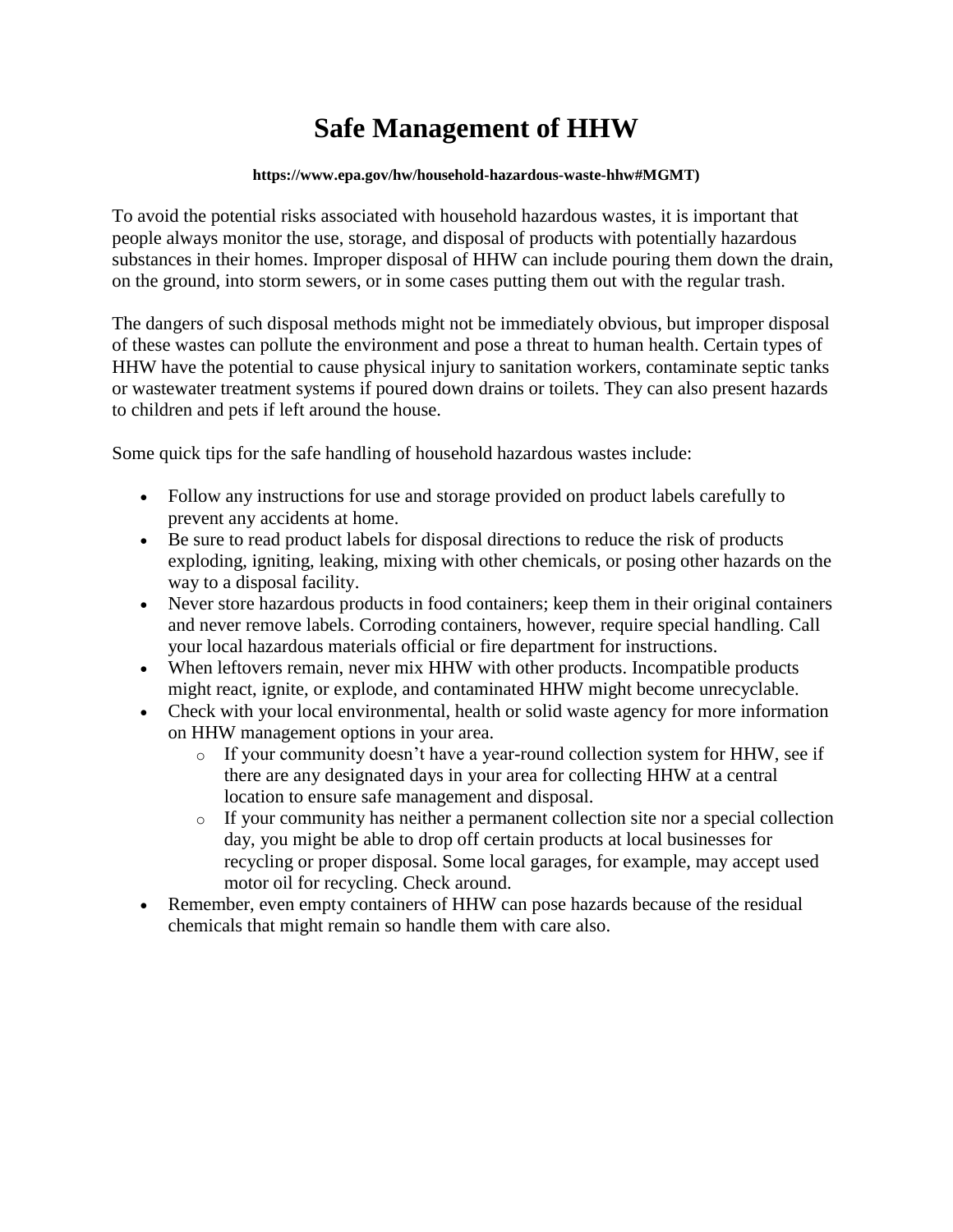# Safe Management of HHW

**https://www.epa.gov/hw/household-hazardous-waste-hhw#MGMT)**

To avoid the potential risks associated with household hazardous wastes, it is important that people always monitor the use, storage, and disposal of products with potentially hazardous substances in their homes. Improper disposal of HHW can include pouring them down the drain, on the ground, into storm sewers, or in some cases putting them out with the regular trash.

The dangers of such disposal methods might not be immediately obvious, but improper disposal of these wastes can pollute the environment and pose a threat to human health. Certain types of HHW have the potential to cause physical injury to sanitation workers, contaminate septic tanks or wastewater treatment systems if poured down drains or toilets. They can also present hazards to children and pets if left around the house.

Some quick tips for the safe handling of household hazardous wastes include:

- Follow any instructions for use and storage provided on product labels carefully to prevent any accidents at home.
- Be sure to read product labels for disposal directions to reduce the risk of products exploding, igniting, leaking, mixing with other chemicals, or posing other hazards on the way to a disposal facility.
- Never store hazardous products in food containers; keep them in their original containers and never remove labels. Corroding containers, however, require special handling. Call your local hazardous materials official or fire department for instructions.
- When leftovers remain, never mix HHW with other products. Incompatible products might react, ignite, or explode, and contaminated HHW might become unrecyclable.
- Check with your local environmental, health or solid waste agency for more information on HHW management options in your area.
  - If your community doesn't have a year-round collection system for HHW, see if there are any designated days in your area for collecting HHW at a central location to ensure safe management and disposal.
  - If your community has neither a permanent collection site nor a special collection day, you might be able to drop off certain products at local businesses for recycling or proper disposal. Some local garages, for example, may accept used motor oil for recycling. Check around.
- Remember, even empty containers of HHW can pose hazards because of the residual chemicals that might remain so handle them with care also.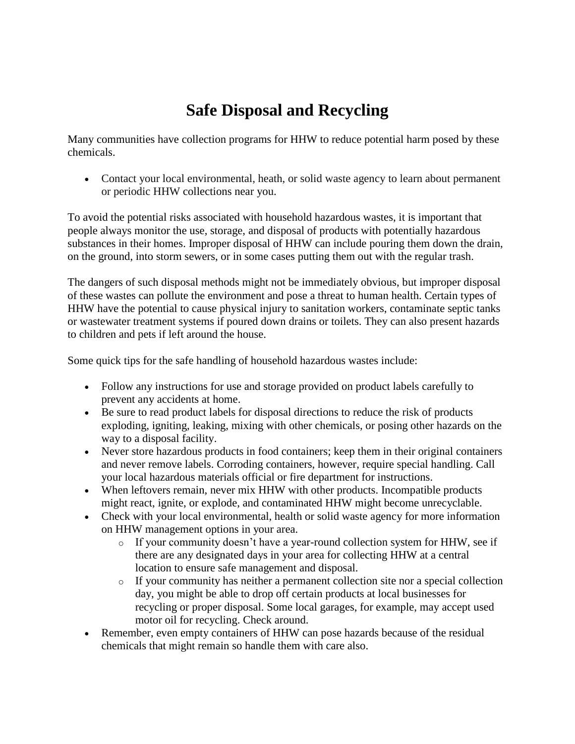# Safe Disposal and Recycling

Many communities have collection programs for HHW to reduce potential harm posed by these chemicals.

- Contact your local environmental, heath, or solid waste agency to learn about permanent or periodic HHW collections near you.

To avoid the potential risks associated with household hazardous wastes, it is important that people always monitor the use, storage, and disposal of products with potentially hazardous substances in their homes. Improper disposal of HHW can include pouring them down the drain, on the ground, into storm sewers, or in some cases putting them out with the regular trash.

The dangers of such disposal methods might not be immediately obvious, but improper disposal of these wastes can pollute the environment and pose a threat to human health. Certain types of HHW have the potential to cause physical injury to sanitation workers, contaminate septic tanks or wastewater treatment systems if poured down drains or toilets. They can also present hazards to children and pets if left around the house.

Some quick tips for the safe handling of household hazardous wastes include:

- Follow any instructions for use and storage provided on product labels carefully to prevent any accidents at home.
- Be sure to read product labels for disposal directions to reduce the risk of products exploding, igniting, leaking, mixing with other chemicals, or posing other hazards on the way to a disposal facility.
- Never store hazardous products in food containers; keep them in their original containers and never remove labels. Corroding containers, however, require special handling. Call your local hazardous materials official or fire department for instructions.
- When leftovers remain, never mix HHW with other products. Incompatible products might react, ignite, or explode, and contaminated HHW might become unrecyclable.
- Check with your local environmental, health or solid waste agency for more information on HHW management options in your area.
  - If your community doesn't have a year-round collection system for HHW, see if there are any designated days in your area for collecting HHW at a central location to ensure safe management and disposal.
  - If your community has neither a permanent collection site nor a special collection day, you might be able to drop off certain products at local businesses for recycling or proper disposal. Some local garages, for example, may accept used motor oil for recycling. Check around.
- Remember, even empty containers of HHW can pose hazards because of the residual chemicals that might remain so handle them with care also.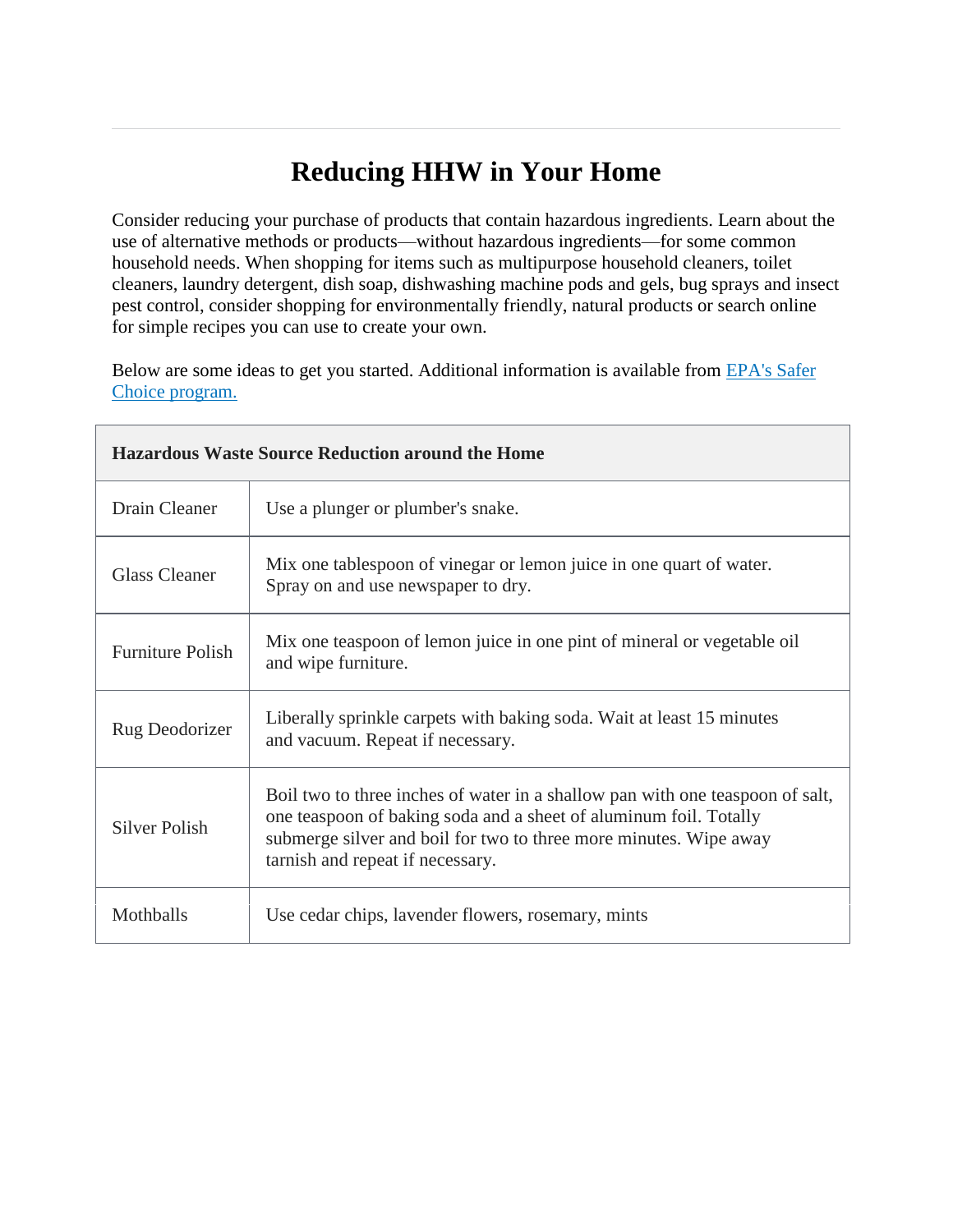## Reducing HHW in Your Home

Consider reducing your purchase of products that contain hazardous ingredients. Learn about the use of alternative methods or products—without hazardous ingredients—for some common household needs. When shopping for items such as multipurpose household cleaners, toilet cleaners, laundry detergent, dish soap, dishwashing machine pods and gels, bug sprays and insect pest control, consider shopping for environmentally friendly, natural products or search online for simple recipes you can use to create your own.

Below are some ideas to get you started. Additional information is available from [EPA's Safer Choice program.]

| **Hazardous Waste Source Reduction around the Home** | |
|---|---|
| Drain Cleaner | Use a plunger or plumber's snake. |
| Glass Cleaner | Mix one tablespoon of vinegar or lemon juice in one quart of water. Spray on and use newspaper to dry. |
| Furniture Polish | Mix one teaspoon of lemon juice in one pint of mineral or vegetable oil and wipe furniture. |
| Rug Deodorizer | Liberally sprinkle carpets with baking soda. Wait at least 15 minutes and vacuum. Repeat if necessary. |
| Silver Polish | Boil two to three inches of water in a shallow pan with one teaspoon of salt, one teaspoon of baking soda and a sheet of aluminum foil. Totally submerge silver and boil for two to three more minutes. Wipe away tarnish and repeat if necessary. |
| Mothballs | Use cedar chips, lavender flowers, rosemary, mints |